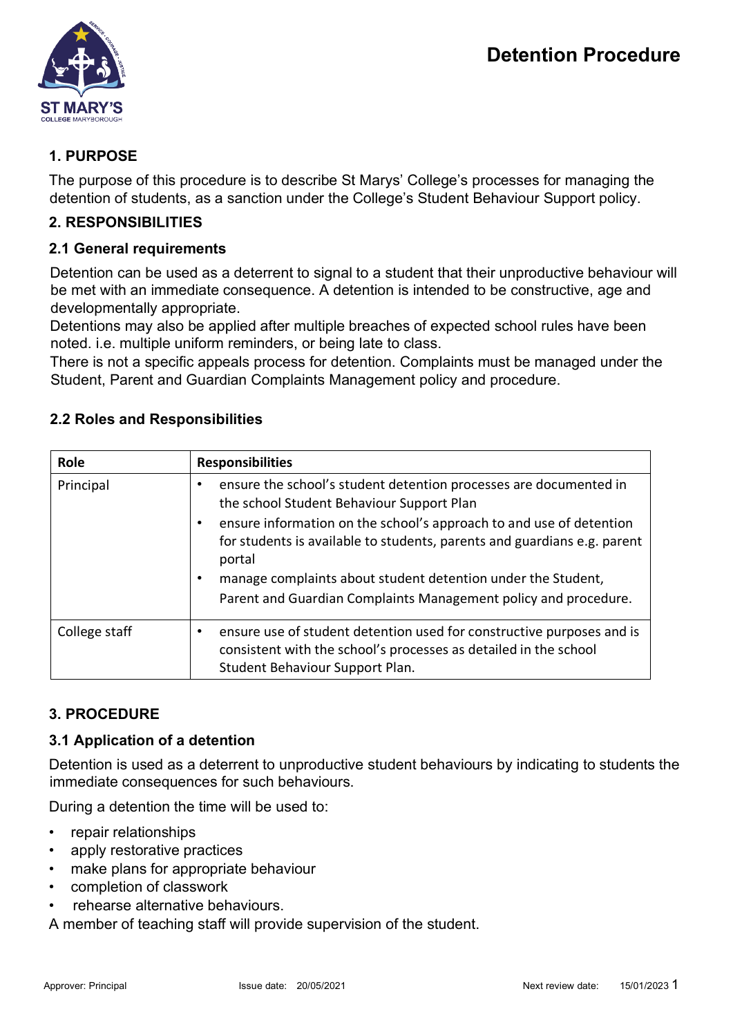# Detention Procedure

## 1. PURPOSE

The purpose of this procedure is to describe St Marys' College's processes for managing the detention of students, as a sanction under the College's Student Behaviour Support policy.

## 2. RESPONSIBILITIES

### 2.1 General requirements

Detention can be used as a deterrent to signal to a student that their unproductive behaviour will be met with an immediate consequence. A detention is intended to be constructive, age and developmentally appropriate.

Detentions may also be applied after multiple breaches of expected school rules have been noted. i.e. multiple uniform reminders, or being late to class.

There is not a specific appeals process for detention. Complaints must be managed under the Student, Parent and Guardian Complaints Management policy and procedure.

### 2.2 Roles and Responsibilities

| Role | Responsibilities |
|---|---|
| Principal | • ensure the school's student detention processes are documented in the school Student Behaviour Support Plan<br>• ensure information on the school's approach to and use of detention for students is available to students, parents and guardians e.g. parent portal<br>• manage complaints about student detention under the Student, Parent and Guardian Complaints Management policy and procedure. |
| College staff | • ensure use of student detention used for constructive purposes and is consistent with the school's processes as detailed in the school Student Behaviour Support Plan. |

## 3. PROCEDURE

### 3.1 Application of a detention

Detention is used as a deterrent to unproductive student behaviours by indicating to students the immediate consequences for such behaviours.

During a detention the time will be used to:

- repair relationships
- apply restorative practices
- make plans for appropriate behaviour
- completion of classwork
- rehearse alternative behaviours.

A member of teaching staff will provide supervision of the student.

Approver: Principal    Issue date: 20/05/2021    Next review date: 15/01/2023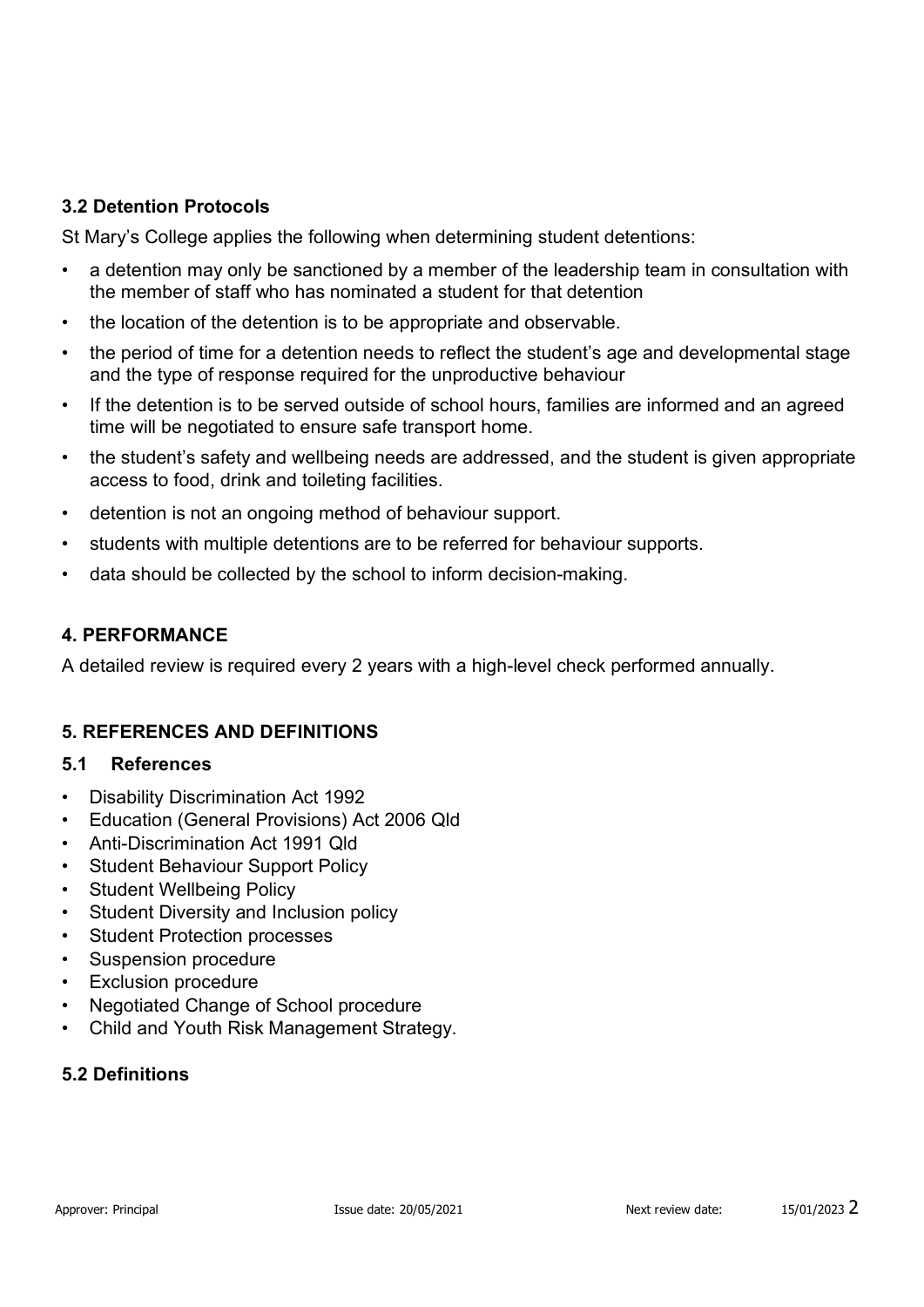### 3.2 Detention Protocols

St Mary's College applies the following when determining student detentions:

- a detention may only be sanctioned by a member of the leadership team in consultation with the member of staff who has nominated a student for that detention
- the location of the detention is to be appropriate and observable.
- the period of time for a detention needs to reflect the student's age and developmental stage and the type of response required for the unproductive behaviour
- If the detention is to be served outside of school hours, families are informed and an agreed time will be negotiated to ensure safe transport home.
- the student's safety and wellbeing needs are addressed, and the student is given appropriate access to food, drink and toileting facilities.
- detention is not an ongoing method of behaviour support.
- students with multiple detentions are to be referred for behaviour supports.
- data should be collected by the school to inform decision-making.

## 4. PERFORMANCE

A detailed review is required every 2 years with a high-level check performed annually.

## 5. REFERENCES AND DEFINITIONS

### 5.1 References

- Disability Discrimination Act 1992
- Education (General Provisions) Act 2006 Qld
- Anti-Discrimination Act 1991 Qld
- Student Behaviour Support Policy
- Student Wellbeing Policy
- Student Diversity and Inclusion policy
- Student Protection processes
- Suspension procedure
- Exclusion procedure
- Negotiated Change of School procedure
- Child and Youth Risk Management Strategy.

### 5.2 Definitions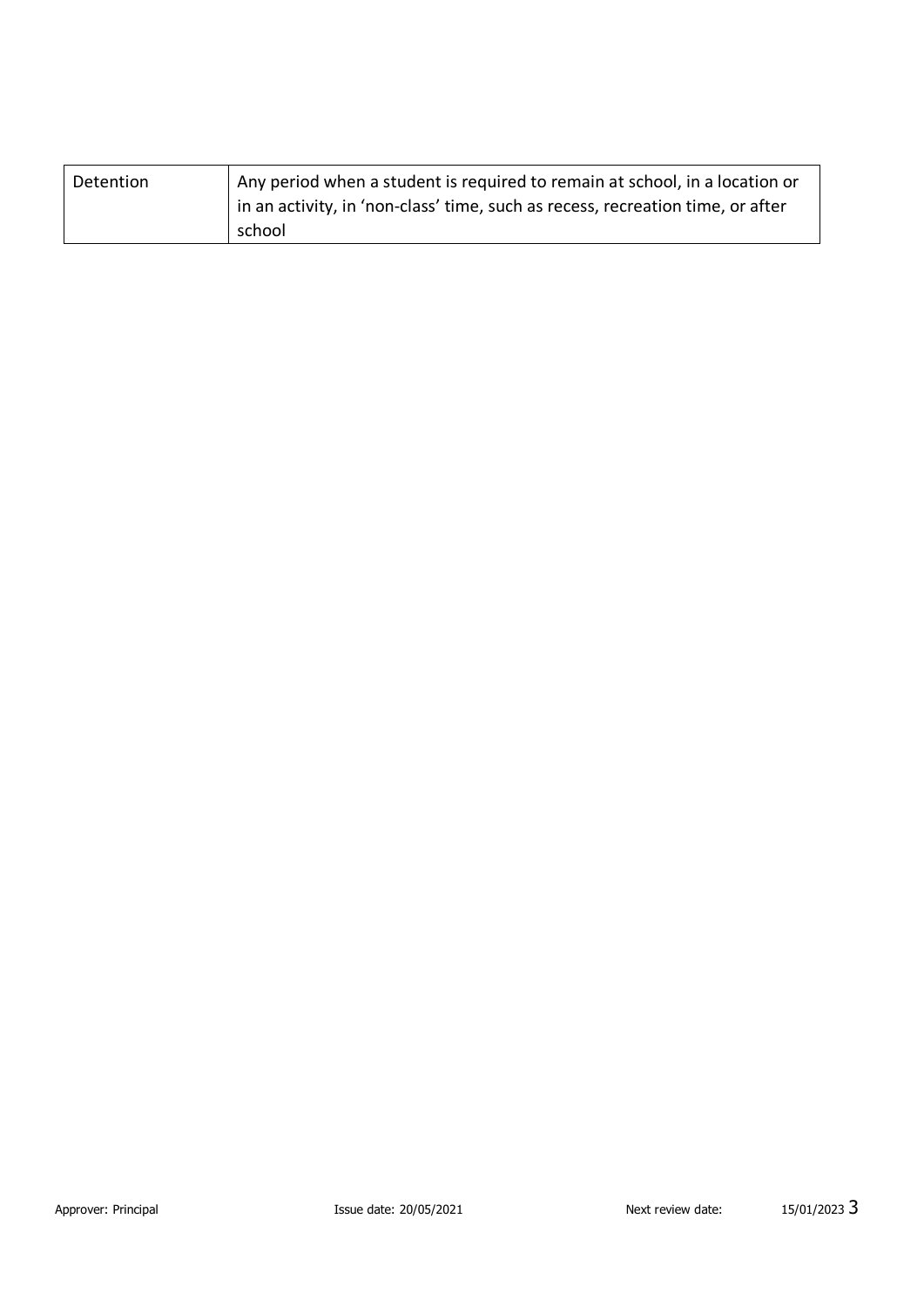| | |
|---|---|
| Detention | Any period when a student is required to remain at school, in a location or in an activity, in 'non-class' time, such as recess, recreation time, or after school |